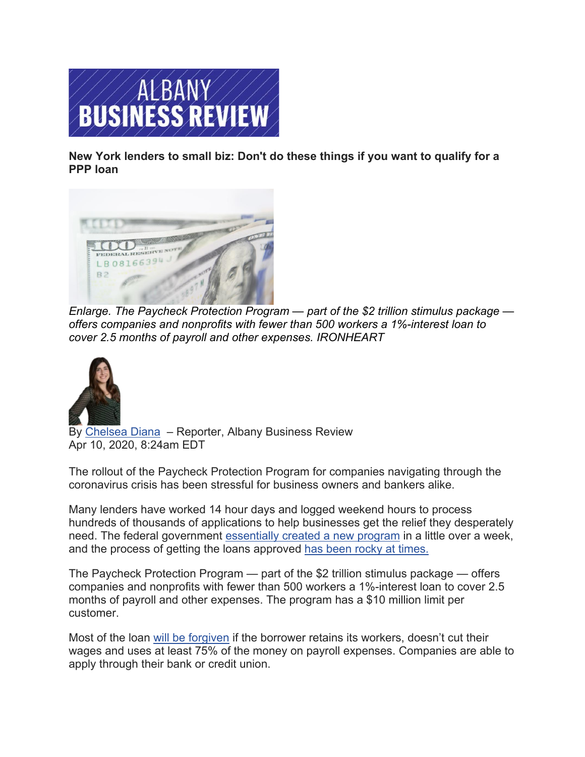# ALBANY BUSINESS REVIEW

**New York lenders to small biz: Don't do these things if you want to qualify for a PPP loan**

*Enlarge. The Paycheck Protection Program — part of the $2 trillion stimulus package — offers companies and nonprofits with fewer than 500 workers a 1%-interest loan to cover 2.5 months of payroll and other expenses. IRONHEART*

By Chelsea Diana – Reporter, Albany Business Review
Apr 10, 2020, 8:24am EDT

The rollout of the Paycheck Protection Program for companies navigating through the coronavirus crisis has been stressful for business owners and bankers alike.

Many lenders have worked 14 hour days and logged weekend hours to process hundreds of thousands of applications to help businesses get the relief they desperately need. The federal government essentially created a new program in a little over a week, and the process of getting the loans approved has been rocky at times.

The Paycheck Protection Program — part of the $2 trillion stimulus package — offers companies and nonprofits with fewer than 500 workers a 1%-interest loan to cover 2.5 months of payroll and other expenses. The program has a $10 million limit per customer.

Most of the loan will be forgiven if the borrower retains its workers, doesn't cut their wages and uses at least 75% of the money on payroll expenses. Companies are able to apply through their bank or credit union.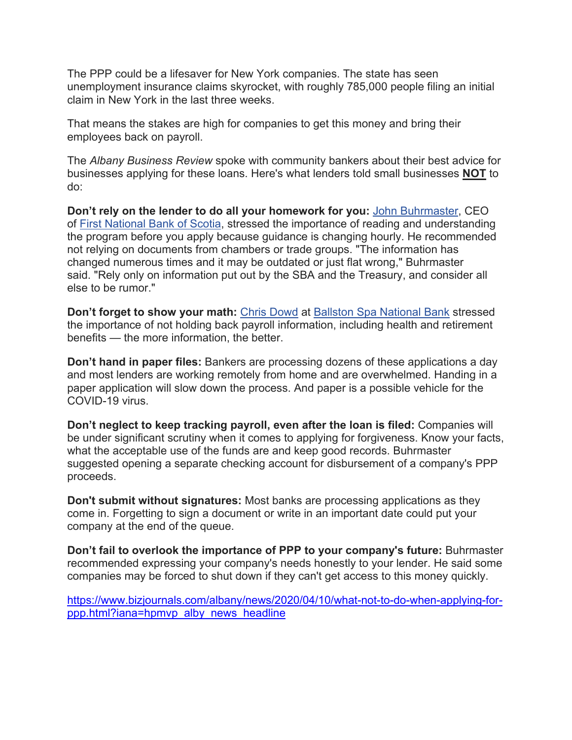The PPP could be a lifesaver for New York companies. The state has seen unemployment insurance claims skyrocket, with roughly 785,000 people filing an initial claim in New York in the last three weeks.

That means the stakes are high for companies to get this money and bring their employees back on payroll.

The *Albany Business Review* spoke with community bankers about their best advice for businesses applying for these loans. Here's what lenders told small businesses **NOT** to do:

**Don't rely on the lender to do all your homework for you:** John Buhrmaster, CEO of First National Bank of Scotia, stressed the importance of reading and understanding the program before you apply because guidance is changing hourly. He recommended not relying on documents from chambers or trade groups. "The information has changed numerous times and it may be outdated or just flat wrong," Buhrmaster said. "Rely only on information put out by the SBA and the Treasury, and consider all else to be rumor."

**Don't forget to show your math:** Chris Dowd at Ballston Spa National Bank stressed the importance of not holding back payroll information, including health and retirement benefits — the more information, the better.

**Don't hand in paper files:** Bankers are processing dozens of these applications a day and most lenders are working remotely from home and are overwhelmed. Handing in a paper application will slow down the process. And paper is a possible vehicle for the COVID-19 virus.

**Don't neglect to keep tracking payroll, even after the loan is filed:** Companies will be under significant scrutiny when it comes to applying for forgiveness. Know your facts, what the acceptable use of the funds are and keep good records. Buhrmaster suggested opening a separate checking account for disbursement of a company's PPP proceeds.

**Don't submit without signatures:** Most banks are processing applications as they come in. Forgetting to sign a document or write in an important date could put your company at the end of the queue.

**Don't fail to overlook the importance of PPP to your company's future:** Buhrmaster recommended expressing your company's needs honestly to your lender. He said some companies may be forced to shut down if they can't get access to this money quickly.

https://www.bizjournals.com/albany/news/2020/04/10/what-not-to-do-when-applying-for-ppp.html?iana=hpmvp_alby_news_headline